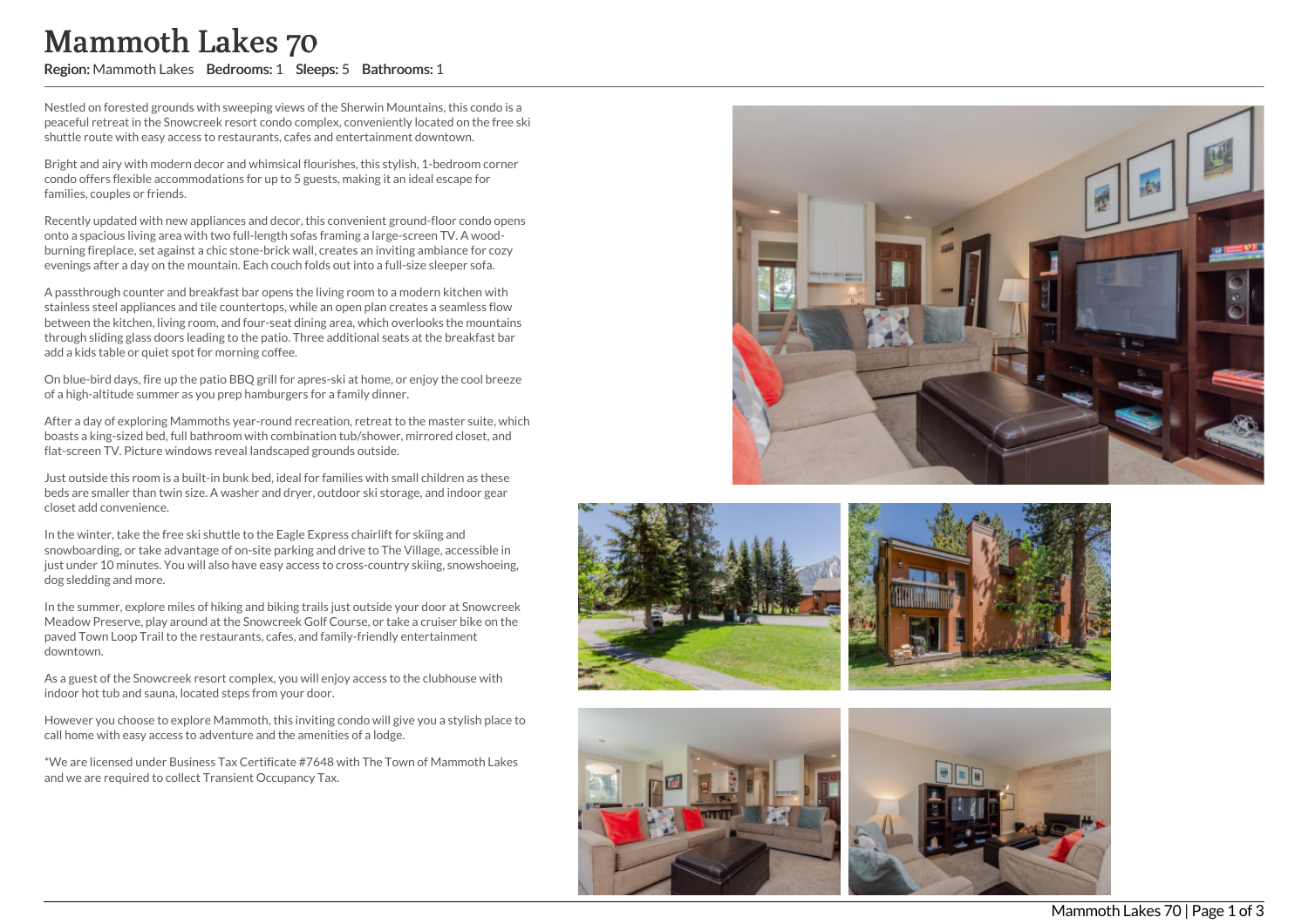# Mammoth Lakes 70

**Region:** Mammoth Lakes **Bedrooms:** 1 **Sleeps:** 5 **Bathrooms:** 1

Nestled on forested grounds with sweeping views of the Sherwin Mountains, this condo is a peaceful retreat in the Snowcreek resort condo complex, conveniently located on the free ski shuttle route with easy access to restaurants, cafes and entertainment downtown.

Bright and airy with modern decor and whimsical flourishes, this stylish, 1-bedroom corner condo offers flexible accommodations for up to 5 guests, making it an ideal escape for families, couples or friends.

Recently updated with new appliances and decor, this convenient ground-floor condo opens onto a spacious living area with two full-length sofas framing a large-screen TV. A wood-burning fireplace, set against a chic stone-brick wall, creates an inviting ambiance for cozy evenings after a day on the mountain. Each couch folds out into a full-size sleeper sofa.

A passthrough counter and breakfast bar opens the living room to a modern kitchen with stainless steel appliances and tile countertops, while an open plan creates a seamless flow between the kitchen, living room, and four-seat dining area, which overlooks the mountains through sliding glass doors leading to the patio. Three additional seats at the breakfast bar add a kids table or quiet spot for morning coffee.

On blue-bird days, fire up the patio BBQ grill for apres-ski at home, or enjoy the cool breeze of a high-altitude summer as you prep hamburgers for a family dinner.

After a day of exploring Mammoths year-round recreation, retreat to the master suite, which boasts a king-sized bed, full bathroom with combination tub/shower, mirrored closet, and flat-screen TV. Picture windows reveal landscaped grounds outside.

Just outside this room is a built-in bunk bed, ideal for families with small children as these beds are smaller than twin size. A washer and dryer, outdoor ski storage, and indoor gear closet add convenience.

In the winter, take the free ski shuttle to the Eagle Express chairlift for skiing and snowboarding, or take advantage of on-site parking and drive to The Village, accessible in just under 10 minutes. You will also have easy access to cross-country skiing, snowshoeing, dog sledding and more.

In the summer, explore miles of hiking and biking trails just outside your door at Snowcreek Meadow Preserve, play around at the Snowcreek Golf Course, or take a cruiser bike on the paved Town Loop Trail to the restaurants, cafes, and family-friendly entertainment downtown.

As a guest of the Snowcreek resort complex, you will enjoy access to the clubhouse with indoor hot tub and sauna, located steps from your door.

However you choose to explore Mammoth, this inviting condo will give you a stylish place to call home with easy access to adventure and the amenities of a lodge.

*We are licensed under Business Tax Certificate #7648 with The Town of Mammoth Lakes and we are required to collect Transient Occupancy Tax.